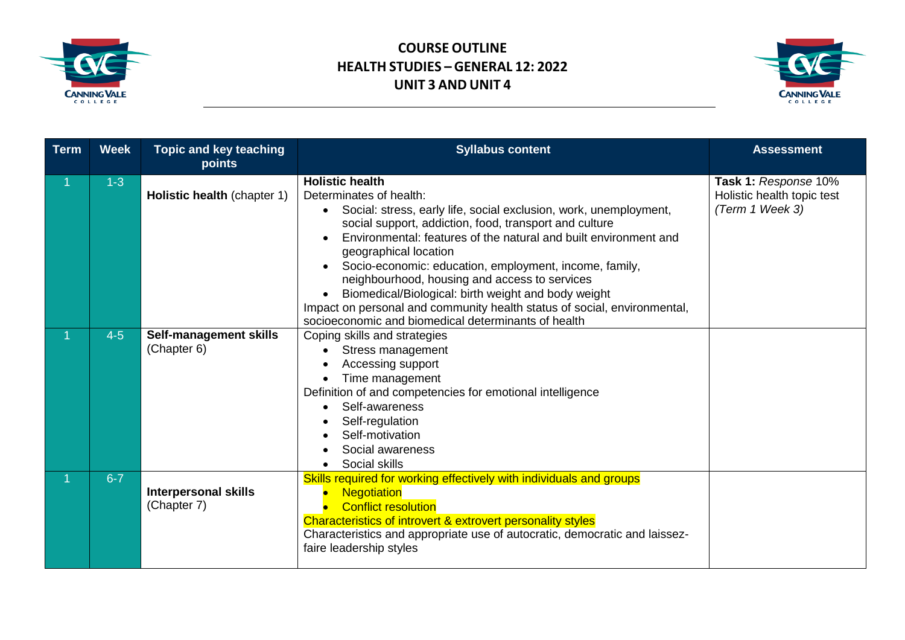# COURSE OUTLINE
## HEALTH STUDIES – GENERAL 12: 2022
## UNIT 3 AND UNIT 4

| Term | Week | Topic and key teaching points | Syllabus content | Assessment |
|---|---|---|---|---|
| 1 | 1-3 | **Holistic health** (chapter 1) | **Holistic health**<br>Determinates of health:<br>• Social: stress, early life, social exclusion, work, unemployment, social support, addiction, food, transport and culture<br>• Environmental: features of the natural and built environment and geographical location<br>• Socio-economic: education, employment, income, family, neighbourhood, housing and access to services<br>• Biomedical/Biological: birth weight and body weight<br>Impact on personal and community health status of social, environmental, socioeconomic and biomedical determinants of health | **Task 1:** *Response* 10%<br>Holistic health topic test<br>*(Term 1 Week 3)* |
| 1 | 4-5 | **Self-management skills** (Chapter 6) | Coping skills and strategies<br>• Stress management<br>• Accessing support<br>• Time management<br>Definition of and competencies for emotional intelligence<br>• Self-awareness<br>• Self-regulation<br>• Self-motivation<br>• Social awareness<br>• Social skills | |
| 1 | 6-7 | **Interpersonal skills** (Chapter 7) | Skills required for working effectively with individuals and groups<br>• Negotiation<br>• Conflict resolution<br>Characteristics of introvert & extrovert personality styles<br>Characteristics and appropriate use of autocratic, democratic and laissez-faire leadership styles | |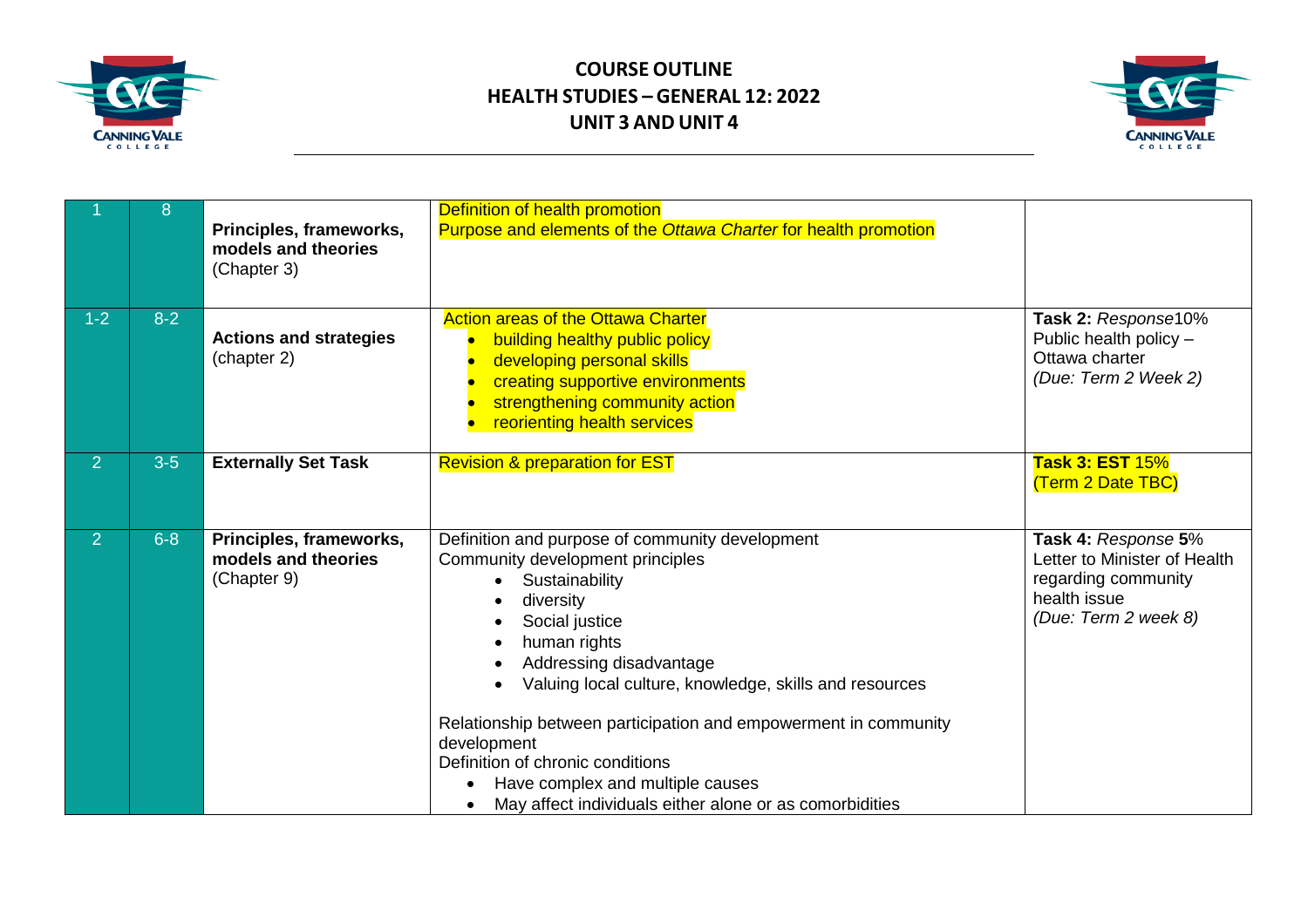# COURSE OUTLINE
## HEALTH STUDIES – GENERAL 12: 2022
## UNIT 3 AND UNIT 4

| | | | | |
|---|---|---|---|---|
| 1 | 8 | **Principles, frameworks, models and theories** (Chapter 3) | Definition of health promotion<br>Purpose and elements of the *Ottawa Charter* for health promotion | |
| 1-2 | 8-2 | **Actions and strategies** (chapter 2) | Action areas of the Ottawa Charter<br>• building healthy public policy<br>• developing personal skills<br>• creating supportive environments<br>• strengthening community action<br>• reorienting health services | **Task 2:** *Response*10%<br>Public health policy – Ottawa charter<br>*(Due: Term 2 Week 2)* |
| 2 | 3-5 | **Externally Set Task** | Revision & preparation for EST | **Task 3: EST** 15%<br>(Term 2 Date TBC) |
| 2 | 6-8 | **Principles, frameworks, models and theories** (Chapter 9) | Definition and purpose of community development<br>Community development principles<br>• Sustainability<br>• diversity<br>• Social justice<br>• human rights<br>• Addressing disadvantage<br>• Valuing local culture, knowledge, skills and resources<br><br>Relationship between participation and empowerment in community development<br>Definition of chronic conditions<br>• Have complex and multiple causes<br>• May affect individuals either alone or as comorbidities | **Task 4:** *Response* **5**%<br>Letter to Minister of Health regarding community health issue<br>*(Due: Term 2 week 8)* |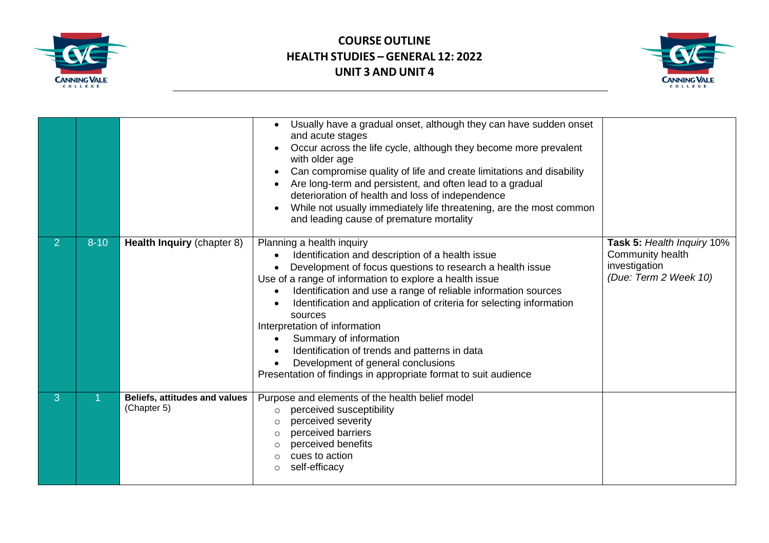| | | | | |
|---|---|---|---|---|
| | | | • Usually have a gradual onset, although they can have sudden onset and acute stages<br>• Occur across the life cycle, although they become more prevalent with older age<br>• Can compromise quality of life and create limitations and disability<br>• Are long-term and persistent, and often lead to a gradual deterioration of health and loss of independence<br>• While not usually immediately life threatening, are the most common and leading cause of premature mortality | |
| 2 | 8-10 | **Health Inquiry** (chapter 8) | Planning a health inquiry<br>• Identification and description of a health issue<br>• Development of focus questions to research a health issue<br>Use of a range of information to explore a health issue<br>• Identification and use a range of reliable information sources<br>• Identification and application of criteria for selecting information sources<br>Interpretation of information<br>• Summary of information<br>• Identification of trends and patterns in data<br>• Development of general conclusions<br>Presentation of findings in appropriate format to suit audience | **Task 5:** *Health Inquiry* 10%<br>Community health investigation<br>*(Due: Term 2 Week 10)* |
| 3 | 1 | **Beliefs, attitudes and values** (Chapter 5) | Purpose and elements of the health belief model<br>○ perceived susceptibility<br>○ perceived severity<br>○ perceived barriers<br>○ perceived benefits<br>○ cues to action<br>○ self-efficacy | |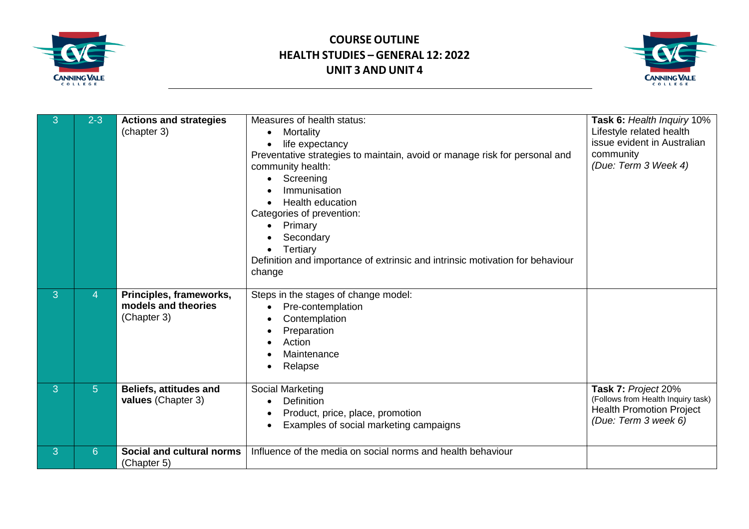# COURSE OUTLINE
## HEALTH STUDIES – GENERAL 12: 2022
## UNIT 3 AND UNIT 4

| | | | | |
|---|---|---|---|---|
| 3 | 2-3 | **Actions and strategies** (chapter 3) | Measures of health status:<br>• Mortality<br>• life expectancy<br>Preventative strategies to maintain, avoid or manage risk for personal and community health:<br>• Screening<br>• Immunisation<br>• Health education<br>Categories of prevention:<br>• Primary<br>• Secondary<br>• Tertiary<br>Definition and importance of extrinsic and intrinsic motivation for behaviour change | **Task 6:** *Health Inquiry* 10%<br>Lifestyle related health issue evident in Australian community<br>*(Due: Term 3 Week 4)* |
| 3 | 4 | **Principles, frameworks, models and theories** (Chapter 3) | Steps in the stages of change model:<br>• Pre-contemplation<br>• Contemplation<br>• Preparation<br>• Action<br>• Maintenance<br>• Relapse | |
| 3 | 5 | **Beliefs, attitudes and values** (Chapter 3) | Social Marketing<br>• Definition<br>• Product, price, place, promotion<br>• Examples of social marketing campaigns | **Task 7:** *Project* 20%<br>(Follows from Health Inquiry task)<br>Health Promotion Project<br>*(Due: Term 3 week 6)* |
| 3 | 6 | **Social and cultural norms** (Chapter 5) | Influence of the media on social norms and health behaviour | |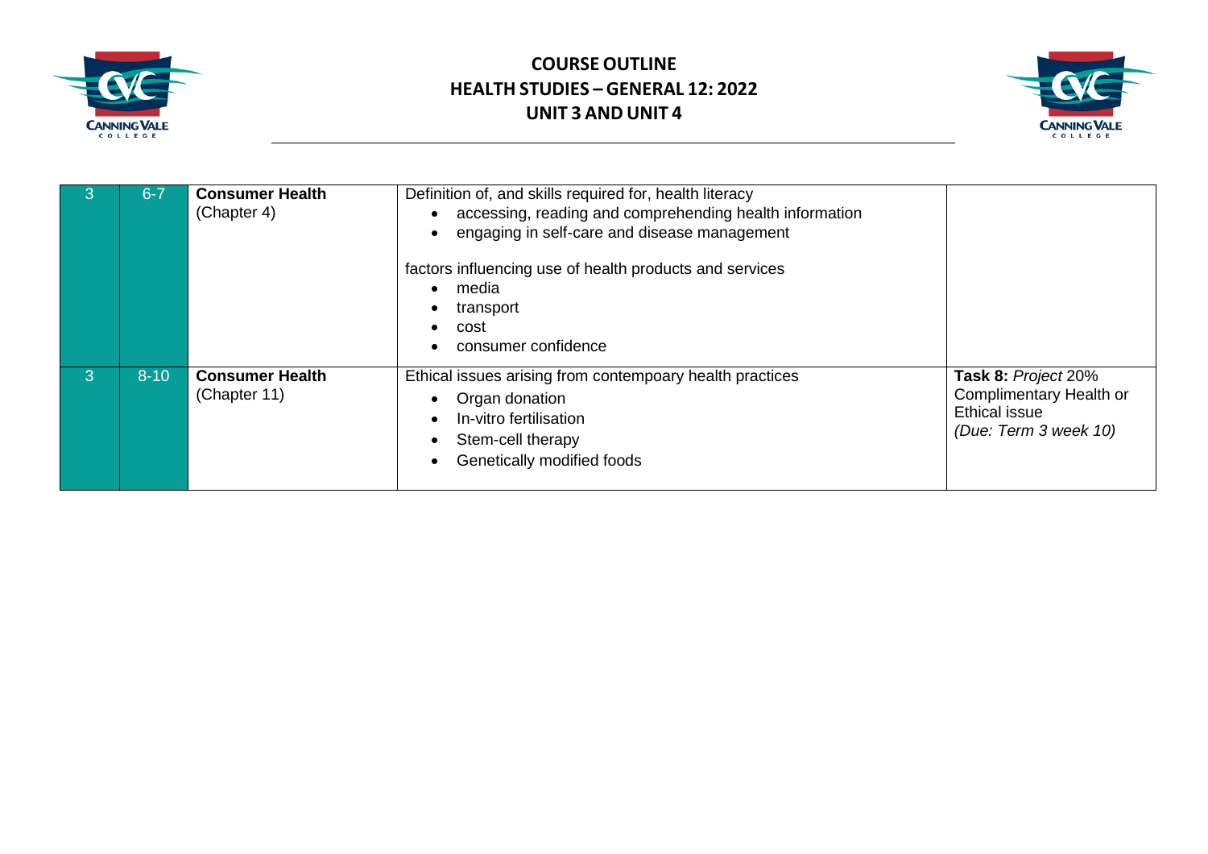| | | | | |
|---|---|---|---|---|
| 3 | 6-7 | **Consumer Health** (Chapter 4) | Definition of, and skills required for, health literacy<br>• accessing, reading and comprehending health information<br>• engaging in self-care and disease management<br><br>factors influencing use of health products and services<br>• media<br>• transport<br>• cost<br>• consumer confidence | |
| 3 | 8-10 | **Consumer Health** (Chapter 11) | Ethical issues arising from contempoary health practices<br>• Organ donation<br>• In-vitro fertilisation<br>• Stem-cell therapy<br>• Genetically modified foods | **Task 8:** *Project* 20% Complimentary Health or Ethical issue *(Due: Term 3 week 10)* |